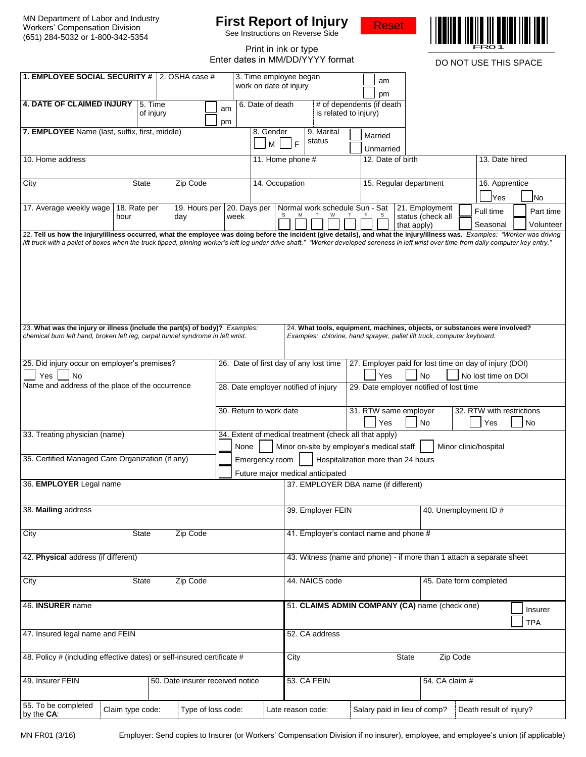MN Department of Labor and Industry
Workers' Compensation Division
(651) 284-5032 or 1-800-342-5354

# First Report of Injury

See Instructions on Reverse Side

Reset

Print in ink or type
Enter dates in MM/DD/YYYY format

FR01

DO NOT USE THIS SPACE

| **1. EMPLOYEE SOCIAL SECURITY #** | 2. OSHA case # | 3. Time employee began work on date of injury ☐ am ☐ pm | |
|---|---|---|---|
| **4. DATE OF CLAIMED INJURY** | 5. Time of injury ☐ am ☐ pm | 6. Date of death | # of dependents (if death is related to injury) |
| **7. EMPLOYEE** Name (last, suffix, first, middle) | 8. Gender ☐ M ☐ F | 9. Marital status ☐ Married ☐ Unmarried | |

| 10. Home address | 11. Home phone # | 12. Date of birth | 13. Date hired |
|---|---|---|---|
| City / State / Zip Code | 14. Occupation | 15. Regular department | 16. Apprentice ☐ Yes ☐ No |

| 17. Average weekly wage | 18. Rate per hour | 19. Hours per day | 20. Days per week | Normal work schedule Sun - Sat ☐ S ☐ M ☐ T ☐ W ☐ T ☐ F ☐ S | 21. Employment status (check all that apply) ☐ Full time ☐ Part time ☐ Seasonal ☐ Volunteer |
|---|---|---|---|---|---|

22. **Tell us how the injury/illness occurred, what the employee was doing before the incident (give details), and what the injury/illness was.** *Examples: "Worker was driving lift truck with a pallet of boxes when the truck tipped, pinning worker's left leg under drive shaft." "Worker developed soreness in left wrist over time from daily computer key entry."*

| 23. **What was the injury or illness (include the part(s) of body)?** *Examples: chemical burn left hand, broken left leg, carpal tunnel syndrome in left wrist.* | 24. **What tools, equipment, machines, objects, or substances were involved?** *Examples: chlorine, hand sprayer, pallet lift truck, computer keyboard.* |
|---|---|

| 25. Did injury occur on employer's premises? ☐ Yes ☐ No | 26. Date of first day of any lost time | 27. Employer paid for lost time on day of injury (DOI) ☐ Yes ☐ No ☐ No lost time on DOI | |
|---|---|---|---|
| Name and address of the place of the occurrence | 28. Date employer notified of injury | 29. Date employer notified of lost time | |
| | 30. Return to work date | 31. RTW same employer ☐ Yes ☐ No | 32. RTW with restrictions ☐ Yes ☐ No |

| 33. Treating physician (name) | 34. Extent of medical treatment (check all that apply) ☐ None ☐ Minor on-site by employer's medical staff ☐ Minor clinic/hospital |
|---|---|
| 35. Certified Managed Care Organization (if any) | ☐ Emergency room ☐ Hospitalization more than 24 hours ☐ Future major medical anticipated |

| 36. **EMPLOYER** Legal name | 37. EMPLOYER DBA name (if different) | |
|---|---|---|
| 38. **Mailing** address | 39. Employer FEIN | 40. Unemployment ID # |
| City / State / Zip Code | 41. Employer's contact name and phone # | |
| 42. **Physical** address (if different) | 43. Witness (name and phone) - if more than 1 attach a separate sheet | |
| City / State / Zip Code | 44. NAICS code | 45. Date form completed |

| 46. **INSURER** name | | 51. **CLAIMS ADMIN COMPANY (CA)** name (check one) ☐ Insurer ☐ TPA | | |
|---|---|---|---|---|
| 47. Insured legal name and FEIN | | 52. CA address | | |
| 48. Policy # (including effective dates) or self-insured certificate # | | City | State | Zip Code |
| 49. Insurer FEIN | 50. Date insurer received notice | 53. CA FEIN | 54. CA claim # | |

| 55. To be completed by the **CA**: | Claim type code: | Type of loss code: | Late reason code: | Salary paid in lieu of comp? | Death result of injury? |
|---|---|---|---|---|---|

MN FR01 (3/16) Employer: Send copies to Insurer (or Workers' Compensation Division if no insurer), employee, and employee's union (if applicable)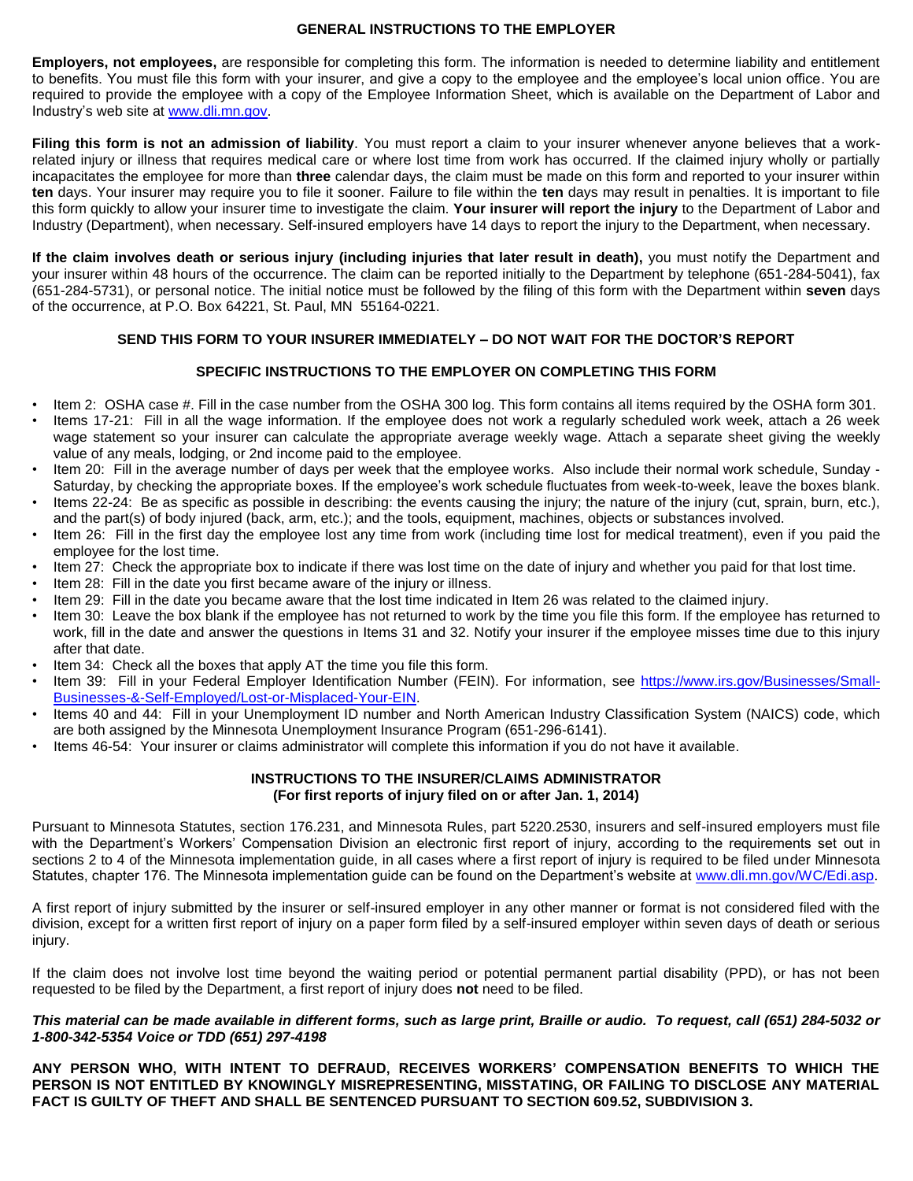## GENERAL INSTRUCTIONS TO THE EMPLOYER

**Employers, not employees,** are responsible for completing this form. The information is needed to determine liability and entitlement to benefits. You must file this form with your insurer, and give a copy to the employee and the employee's local union office. You are required to provide the employee with a copy of the Employee Information Sheet, which is available on the Department of Labor and Industry's web site at www.dli.mn.gov.

**Filing this form is not an admission of liability**. You must report a claim to your insurer whenever anyone believes that a work-related injury or illness that requires medical care or where lost time from work has occurred. If the claimed injury wholly or partially incapacitates the employee for more than **three** calendar days, the claim must be made on this form and reported to your insurer within **ten** days. Your insurer may require you to file it sooner. Failure to file within the **ten** days may result in penalties. It is important to file this form quickly to allow your insurer time to investigate the claim. **Your insurer will report the injury** to the Department of Labor and Industry (Department), when necessary. Self-insured employers have 14 days to report the injury to the Department, when necessary.

**If the claim involves death or serious injury (including injuries that later result in death),** you must notify the Department and your insurer within 48 hours of the occurrence. The claim can be reported initially to the Department by telephone (651-284-5041), fax (651-284-5731), or personal notice. The initial notice must be followed by the filing of this form with the Department within **seven** days of the occurrence, at P.O. Box 64221, St. Paul, MN 55164-0221.

**SEND THIS FORM TO YOUR INSURER IMMEDIATELY – DO NOT WAIT FOR THE DOCTOR'S REPORT**

## SPECIFIC INSTRUCTIONS TO THE EMPLOYER ON COMPLETING THIS FORM

- Item 2: OSHA case #. Fill in the case number from the OSHA 300 log. This form contains all items required by the OSHA form 301.
- Items 17-21: Fill in all the wage information. If the employee does not work a regularly scheduled work week, attach a 26 week wage statement so your insurer can calculate the appropriate average weekly wage. Attach a separate sheet giving the weekly value of any meals, lodging, or 2nd income paid to the employee.
- Item 20: Fill in the average number of days per week that the employee works. Also include their normal work schedule, Sunday - Saturday, by checking the appropriate boxes. If the employee's work schedule fluctuates from week-to-week, leave the boxes blank.
- Items 22-24: Be as specific as possible in describing: the events causing the injury; the nature of the injury (cut, sprain, burn, etc.), and the part(s) of body injured (back, arm, etc.); and the tools, equipment, machines, objects or substances involved.
- Item 26: Fill in the first day the employee lost any time from work (including time lost for medical treatment), even if you paid the employee for the lost time.
- Item 27: Check the appropriate box to indicate if there was lost time on the date of injury and whether you paid for that lost time.
- Item 28: Fill in the date you first became aware of the injury or illness.
- Item 29: Fill in the date you became aware that the lost time indicated in Item 26 was related to the claimed injury.
- Item 30: Leave the box blank if the employee has not returned to work by the time you file this form. If the employee has returned to work, fill in the date and answer the questions in Items 31 and 32. Notify your insurer if the employee misses time due to this injury after that date.
- Item 34: Check all the boxes that apply AT the time you file this form.
- Item 39: Fill in your Federal Employer Identification Number (FEIN). For information, see https://www.irs.gov/Businesses/Small-Businesses-&-Self-Employed/Lost-or-Misplaced-Your-EIN.
- Items 40 and 44: Fill in your Unemployment ID number and North American Industry Classification System (NAICS) code, which are both assigned by the Minnesota Unemployment Insurance Program (651-296-6141).
- Items 46-54: Your insurer or claims administrator will complete this information if you do not have it available.

## INSTRUCTIONS TO THE INSURER/CLAIMS ADMINISTRATOR
**(For first reports of injury filed on or after Jan. 1, 2014)**

Pursuant to Minnesota Statutes, section 176.231, and Minnesota Rules, part 5220.2530, insurers and self-insured employers must file with the Department's Workers' Compensation Division an electronic first report of injury, according to the requirements set out in sections 2 to 4 of the Minnesota implementation guide, in all cases where a first report of injury is required to be filed under Minnesota Statutes, chapter 176. The Minnesota implementation guide can be found on the Department's website at www.dli.mn.gov/WC/Edi.asp.

A first report of injury submitted by the insurer or self-insured employer in any other manner or format is not considered filed with the division, except for a written first report of injury on a paper form filed by a self-insured employer within seven days of death or serious injury.

If the claim does not involve lost time beyond the waiting period or potential permanent partial disability (PPD), or has not been requested to be filed by the Department, a first report of injury does **not** need to be filed.

***This material can be made available in different forms, such as large print, Braille or audio. To request, call (651) 284-5032 or 1-800-342-5354 Voice or TDD (651) 297-4198***

**ANY PERSON WHO, WITH INTENT TO DEFRAUD, RECEIVES WORKERS' COMPENSATION BENEFITS TO WHICH THE PERSON IS NOT ENTITLED BY KNOWINGLY MISREPRESENTING, MISSTATING, OR FAILING TO DISCLOSE ANY MATERIAL FACT IS GUILTY OF THEFT AND SHALL BE SENTENCED PURSUANT TO SECTION 609.52, SUBDIVISION 3.**